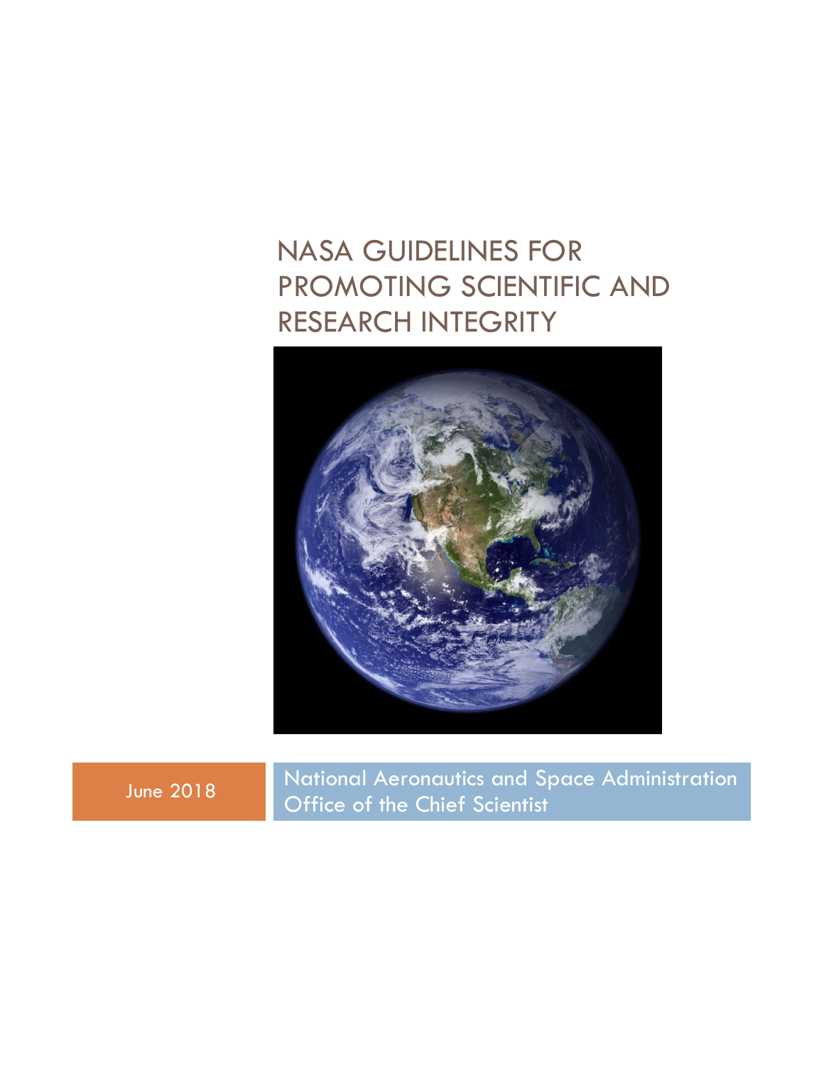# NASA GUIDELINES FOR PROMOTING SCIENTIFIC AND RESEARCH INTEGRITY

June 2018

National Aeronautics and Space Administration
Office of the Chief Scientist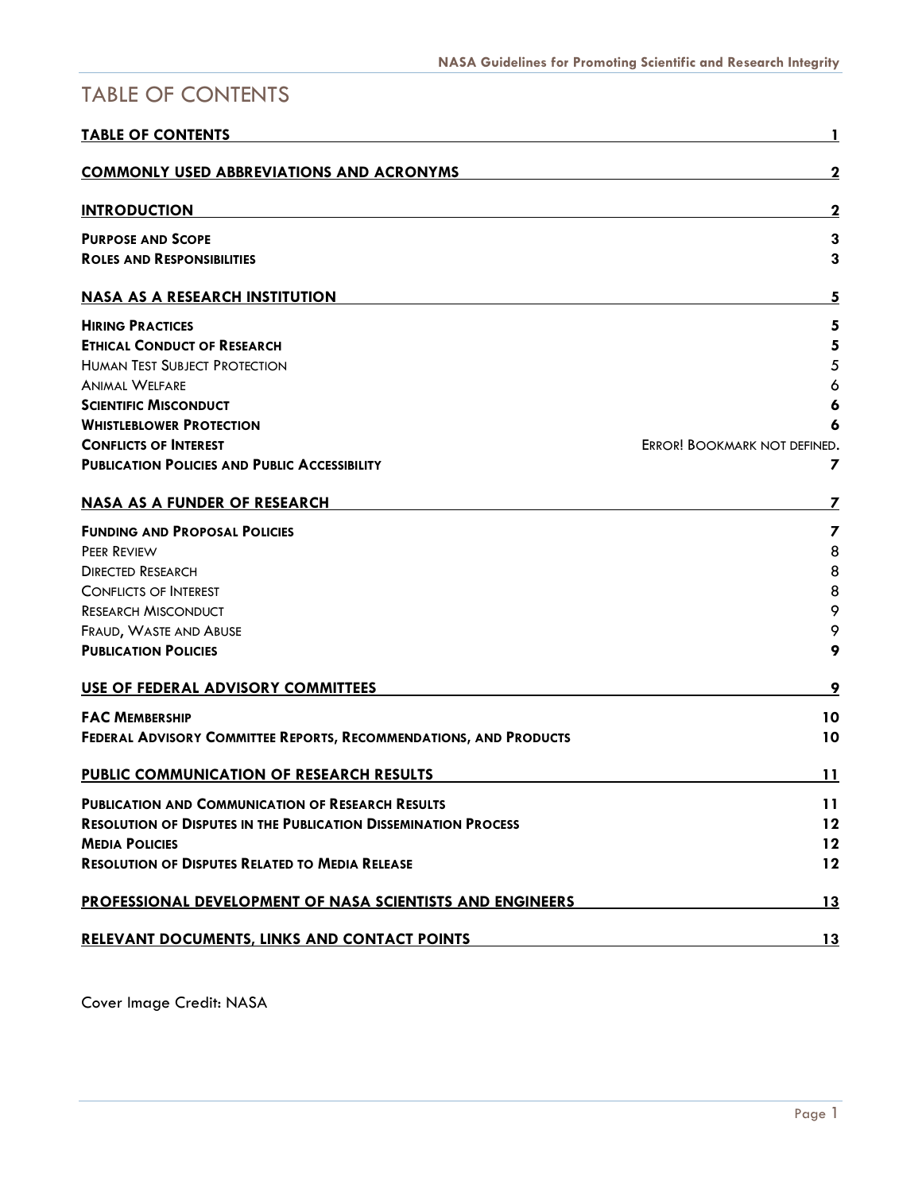# TABLE OF CONTENTS

| | |
|---|---|
| **TABLE OF CONTENTS** | **1** |
| **COMMONLY USED ABBREVIATIONS AND ACRONYMS** | **2** |
| **INTRODUCTION** | **2** |
| **PURPOSE AND SCOPE** | **3** |
| **ROLES AND RESPONSIBILITIES** | **3** |
| **NASA AS A RESEARCH INSTITUTION** | **5** |
| **HIRING PRACTICES** | **5** |
| **ETHICAL CONDUCT OF RESEARCH** | **5** |
| HUMAN TEST SUBJECT PROTECTION | 5 |
| ANIMAL WELFARE | 6 |
| **SCIENTIFIC MISCONDUCT** | **6** |
| **WHISTLEBLOWER PROTECTION** | **6** |
| **CONFLICTS OF INTEREST** | ERROR! BOOKMARK NOT DEFINED. |
| **PUBLICATION POLICIES AND PUBLIC ACCESSIBILITY** | **7** |
| **NASA AS A FUNDER OF RESEARCH** | **7** |
| **FUNDING AND PROPOSAL POLICIES** | **7** |
| PEER REVIEW | 8 |
| DIRECTED RESEARCH | 8 |
| CONFLICTS OF INTEREST | 8 |
| RESEARCH MISCONDUCT | 9 |
| FRAUD, WASTE AND ABUSE | 9 |
| **PUBLICATION POLICIES** | **9** |
| **USE OF FEDERAL ADVISORY COMMITTEES** | **9** |
| **FAC MEMBERSHIP** | **10** |
| **FEDERAL ADVISORY COMMITTEE REPORTS, RECOMMENDATIONS, AND PRODUCTS** | **10** |
| **PUBLIC COMMUNICATION OF RESEARCH RESULTS** | **11** |
| **PUBLICATION AND COMMUNICATION OF RESEARCH RESULTS** | **11** |
| **RESOLUTION OF DISPUTES IN THE PUBLICATION DISSEMINATION PROCESS** | **12** |
| **MEDIA POLICIES** | **12** |
| **RESOLUTION OF DISPUTES RELATED TO MEDIA RELEASE** | **12** |
| **PROFESSIONAL DEVELOPMENT OF NASA SCIENTISTS AND ENGINEERS** | **13** |
| **RELEVANT DOCUMENTS, LINKS AND CONTACT POINTS** | **13** |

Cover Image Credit: NASA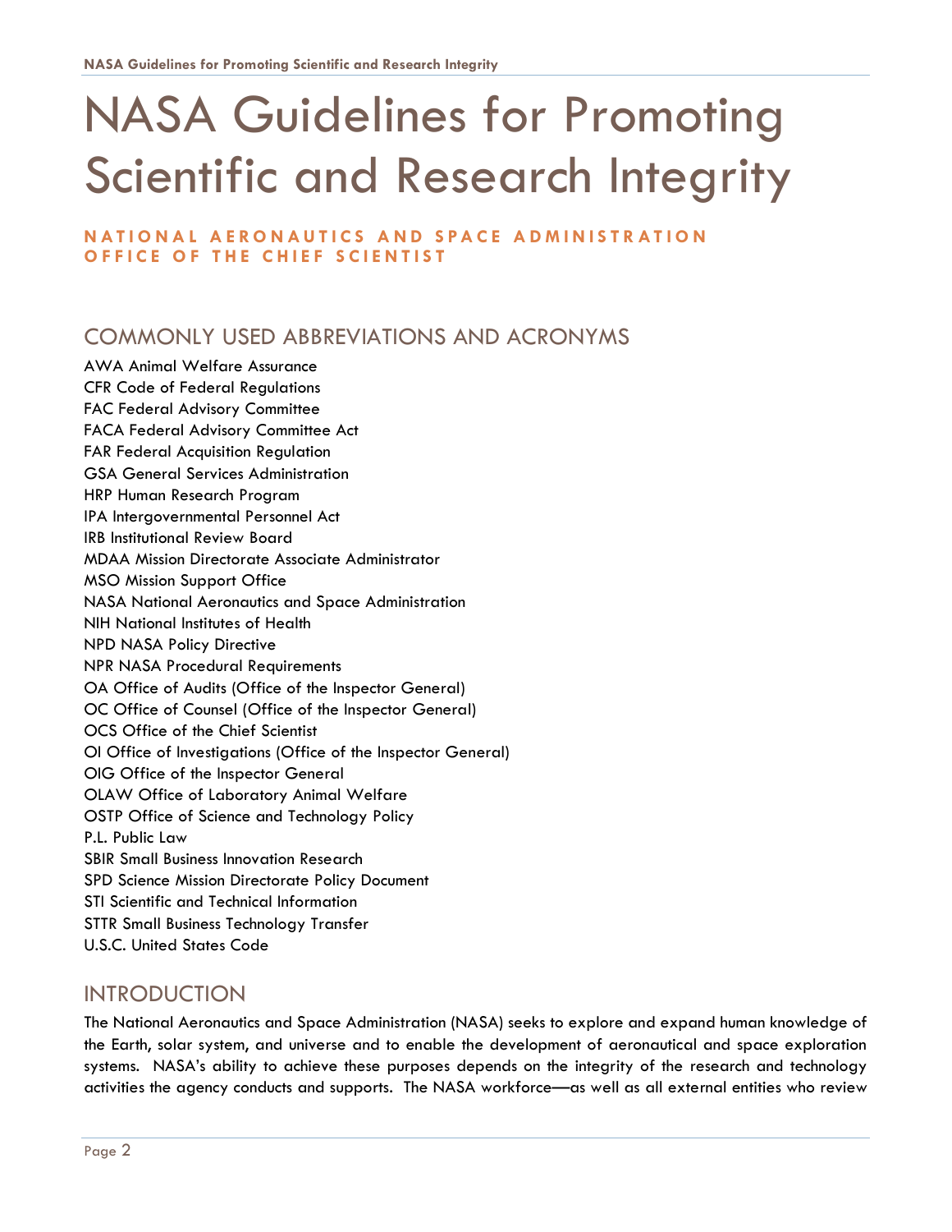# NASA Guidelines for Promoting Scientific and Research Integrity

**NATIONAL AERONAUTICS AND SPACE ADMINISTRATION**
**OFFICE OF THE CHIEF SCIENTIST**

## COMMONLY USED ABBREVIATIONS AND ACRONYMS

AWA Animal Welfare Assurance
CFR Code of Federal Regulations
FAC Federal Advisory Committee
FACA Federal Advisory Committee Act
FAR Federal Acquisition Regulation
GSA General Services Administration
HRP Human Research Program
IPA Intergovernmental Personnel Act
IRB Institutional Review Board
MDAA Mission Directorate Associate Administrator
MSO Mission Support Office
NASA National Aeronautics and Space Administration
NIH National Institutes of Health
NPD NASA Policy Directive
NPR NASA Procedural Requirements
OA Office of Audits (Office of the Inspector General)
OC Office of Counsel (Office of the Inspector General)
OCS Office of the Chief Scientist
OI Office of Investigations (Office of the Inspector General)
OIG Office of the Inspector General
OLAW Office of Laboratory Animal Welfare
OSTP Office of Science and Technology Policy
P.L. Public Law
SBIR Small Business Innovation Research
SPD Science Mission Directorate Policy Document
STI Scientific and Technical Information
STTR Small Business Technology Transfer
U.S.C. United States Code

## INTRODUCTION

The National Aeronautics and Space Administration (NASA) seeks to explore and expand human knowledge of the Earth, solar system, and universe and to enable the development of aeronautical and space exploration systems. NASA's ability to achieve these purposes depends on the integrity of the research and technology activities the agency conducts and supports. The NASA workforce—as well as all external entities who review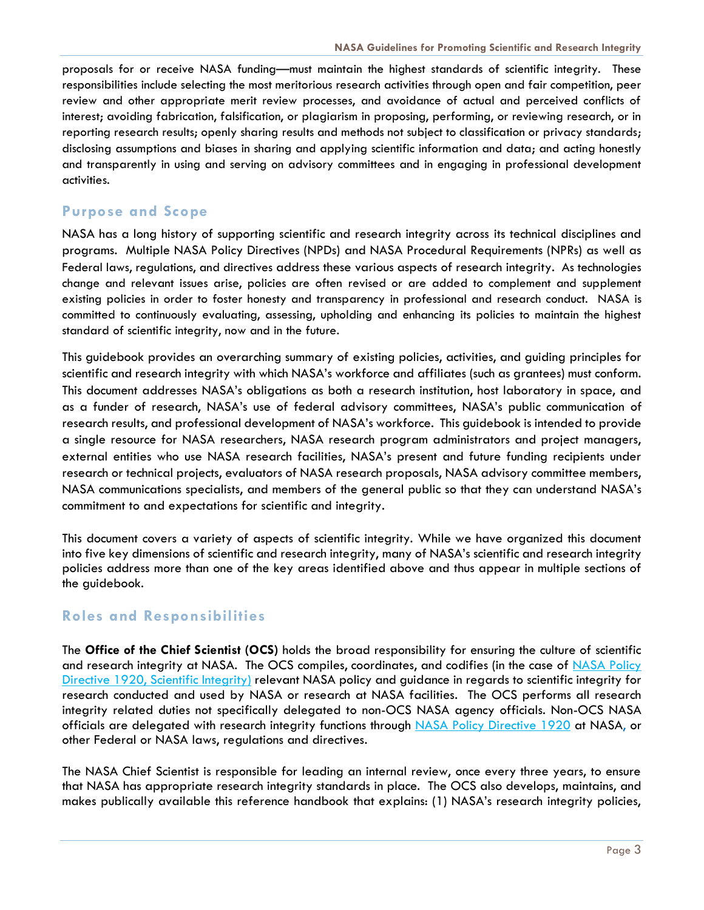proposals for or receive NASA funding—must maintain the highest standards of scientific integrity. These responsibilities include selecting the most meritorious research activities through open and fair competition, peer review and other appropriate merit review processes, and avoidance of actual and perceived conflicts of interest; avoiding fabrication, falsification, or plagiarism in proposing, performing, or reviewing research, or in reporting research results; openly sharing results and methods not subject to classification or privacy standards; disclosing assumptions and biases in sharing and applying scientific information and data; and acting honestly and transparently in using and serving on advisory committees and in engaging in professional development activities.

## Purpose and Scope

NASA has a long history of supporting scientific and research integrity across its technical disciplines and programs. Multiple NASA Policy Directives (NPDs) and NASA Procedural Requirements (NPRs) as well as Federal laws, regulations, and directives address these various aspects of research integrity. As technologies change and relevant issues arise, policies are often revised or are added to complement and supplement existing policies in order to foster honesty and transparency in professional and research conduct. NASA is committed to continuously evaluating, assessing, upholding and enhancing its policies to maintain the highest standard of scientific integrity, now and in the future.

This guidebook provides an overarching summary of existing policies, activities, and guiding principles for scientific and research integrity with which NASA's workforce and affiliates (such as grantees) must conform. This document addresses NASA's obligations as both a research institution, host laboratory in space, and as a funder of research, NASA's use of federal advisory committees, NASA's public communication of research results, and professional development of NASA's workforce. This guidebook is intended to provide a single resource for NASA researchers, NASA research program administrators and project managers, external entities who use NASA research facilities, NASA's present and future funding recipients under research or technical projects, evaluators of NASA research proposals, NASA advisory committee members, NASA communications specialists, and members of the general public so that they can understand NASA's commitment to and expectations for scientific and integrity.

This document covers a variety of aspects of scientific integrity. While we have organized this document into five key dimensions of scientific and research integrity, many of NASA's scientific and research integrity policies address more than one of the key areas identified above and thus appear in multiple sections of the guidebook.

## Roles and Responsibilities

The **Office of the Chief Scientist (OCS)** holds the broad responsibility for ensuring the culture of scientific and research integrity at NASA. The OCS compiles, coordinates, and codifies (in the case of NASA Policy Directive 1920, Scientific Integrity) relevant NASA policy and guidance in regards to scientific integrity for research conducted and used by NASA or research at NASA facilities. The OCS performs all research integrity related duties not specifically delegated to non-OCS NASA agency officials. Non-OCS NASA officials are delegated with research integrity functions through NASA Policy Directive 1920 at NASA, or other Federal or NASA laws, regulations and directives.

The NASA Chief Scientist is responsible for leading an internal review, once every three years, to ensure that NASA has appropriate research integrity standards in place. The OCS also develops, maintains, and makes publically available this reference handbook that explains: (1) NASA's research integrity policies,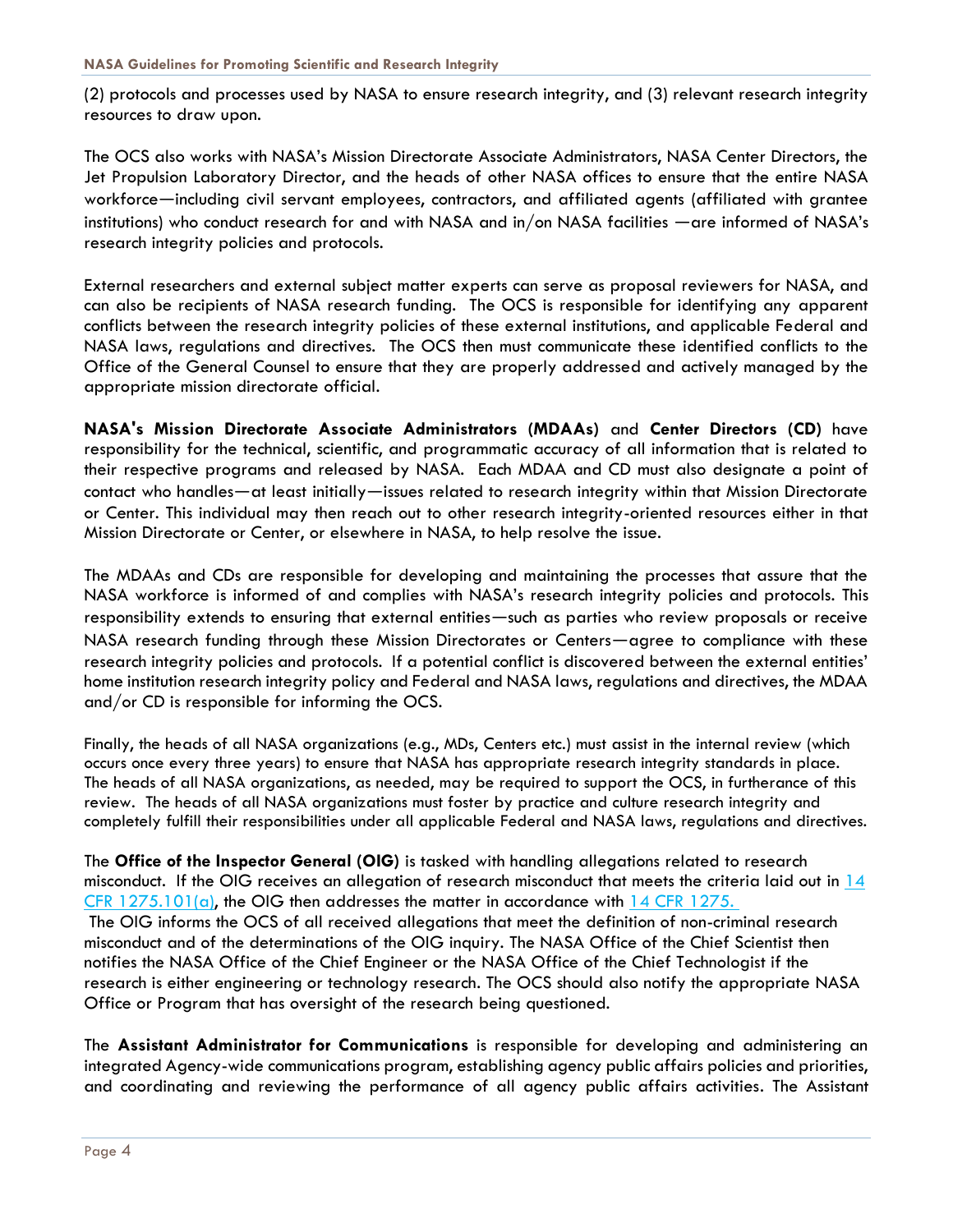(2) protocols and processes used by NASA to ensure research integrity, and (3) relevant research integrity resources to draw upon.

The OCS also works with NASA's Mission Directorate Associate Administrators, NASA Center Directors, the Jet Propulsion Laboratory Director, and the heads of other NASA offices to ensure that the entire NASA workforce—including civil servant employees, contractors, and affiliated agents (affiliated with grantee institutions) who conduct research for and with NASA and in/on NASA facilities —are informed of NASA's research integrity policies and protocols.

External researchers and external subject matter experts can serve as proposal reviewers for NASA, and can also be recipients of NASA research funding. The OCS is responsible for identifying any apparent conflicts between the research integrity policies of these external institutions, and applicable Federal and NASA laws, regulations and directives. The OCS then must communicate these identified conflicts to the Office of the General Counsel to ensure that they are properly addressed and actively managed by the appropriate mission directorate official.

**NASA's Mission Directorate Associate Administrators (MDAAs)** and **Center Directors (CD)** have responsibility for the technical, scientific, and programmatic accuracy of all information that is related to their respective programs and released by NASA. Each MDAA and CD must also designate a point of contact who handles—at least initially—issues related to research integrity within that Mission Directorate or Center. This individual may then reach out to other research integrity-oriented resources either in that Mission Directorate or Center, or elsewhere in NASA, to help resolve the issue.

The MDAAs and CDs are responsible for developing and maintaining the processes that assure that the NASA workforce is informed of and complies with NASA's research integrity policies and protocols. This responsibility extends to ensuring that external entities—such as parties who review proposals or receive NASA research funding through these Mission Directorates or Centers—agree to compliance with these research integrity policies and protocols. If a potential conflict is discovered between the external entities' home institution research integrity policy and Federal and NASA laws, regulations and directives, the MDAA and/or CD is responsible for informing the OCS.

Finally, the heads of all NASA organizations (e.g., MDs, Centers etc.) must assist in the internal review (which occurs once every three years) to ensure that NASA has appropriate research integrity standards in place. The heads of all NASA organizations, as needed, may be required to support the OCS, in furtherance of this review. The heads of all NASA organizations must foster by practice and culture research integrity and completely fulfill their responsibilities under all applicable Federal and NASA laws, regulations and directives.

The **Office of the Inspector General (OIG)** is tasked with handling allegations related to research misconduct. If the OIG receives an allegation of research misconduct that meets the criteria laid out in 14 CFR 1275.101(a), the OIG then addresses the matter in accordance with 14 CFR 1275. The OIG informs the OCS of all received allegations that meet the definition of non-criminal research misconduct and of the determinations of the OIG inquiry. The NASA Office of the Chief Scientist then notifies the NASA Office of the Chief Engineer or the NASA Office of the Chief Technologist if the research is either engineering or technology research. The OCS should also notify the appropriate NASA Office or Program that has oversight of the research being questioned.

The **Assistant Administrator for Communications** is responsible for developing and administering an integrated Agency-wide communications program, establishing agency public affairs policies and priorities, and coordinating and reviewing the performance of all agency public affairs activities. The Assistant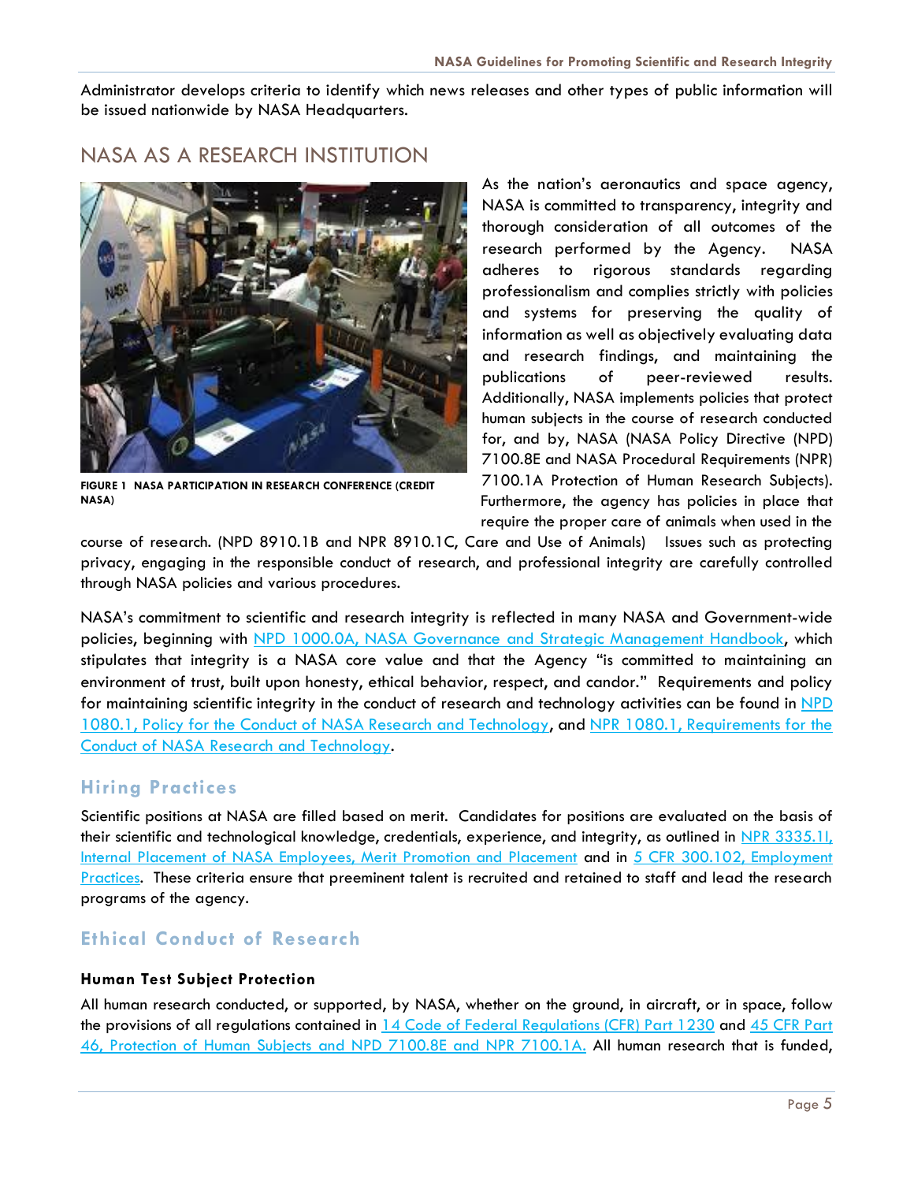Administrator develops criteria to identify which news releases and other types of public information will be issued nationwide by NASA Headquarters.

## NASA AS A RESEARCH INSTITUTION

FIGURE 1 NASA PARTICIPATION IN RESEARCH CONFERENCE (CREDIT NASA)

As the nation's aeronautics and space agency, NASA is committed to transparency, integrity and thorough consideration of all outcomes of the research performed by the Agency. NASA adheres to rigorous standards regarding professionalism and complies strictly with policies and systems for preserving the quality of information as well as objectively evaluating data and research findings, and maintaining the publications of peer-reviewed results. Additionally, NASA implements policies that protect human subjects in the course of research conducted for, and by, NASA (NASA Policy Directive (NPD) 7100.8E and NASA Procedural Requirements (NPR) 7100.1A Protection of Human Research Subjects). Furthermore, the agency has policies in place that require the proper care of animals when used in the course of research. (NPD 8910.1B and NPR 8910.1C, Care and Use of Animals) Issues such as protecting privacy, engaging in the responsible conduct of research, and professional integrity are carefully controlled through NASA policies and various procedures.

NASA's commitment to scientific and research integrity is reflected in many NASA and Government-wide policies, beginning with NPD 1000.0A, NASA Governance and Strategic Management Handbook, which stipulates that integrity is a NASA core value and that the Agency "is committed to maintaining an environment of trust, built upon honesty, ethical behavior, respect, and candor." Requirements and policy for maintaining scientific integrity in the conduct of research and technology activities can be found in NPD 1080.1, Policy for the Conduct of NASA Research and Technology, and NPR 1080.1, Requirements for the Conduct of NASA Research and Technology.

### Hiring Practices

Scientific positions at NASA are filled based on merit. Candidates for positions are evaluated on the basis of their scientific and technological knowledge, credentials, experience, and integrity, as outlined in NPR 3335.1I, Internal Placement of NASA Employees, Merit Promotion and Placement and in 5 CFR 300.102, Employment Practices. These criteria ensure that preeminent talent is recruited and retained to staff and lead the research programs of the agency.

### Ethical Conduct of Research

**Human Test Subject Protection**

All human research conducted, or supported, by NASA, whether on the ground, in aircraft, or in space, follow the provisions of all regulations contained in 14 Code of Federal Regulations (CFR) Part 1230 and 45 CFR Part 46, Protection of Human Subjects and NPD 7100.8E and NPR 7100.1A. All human research that is funded,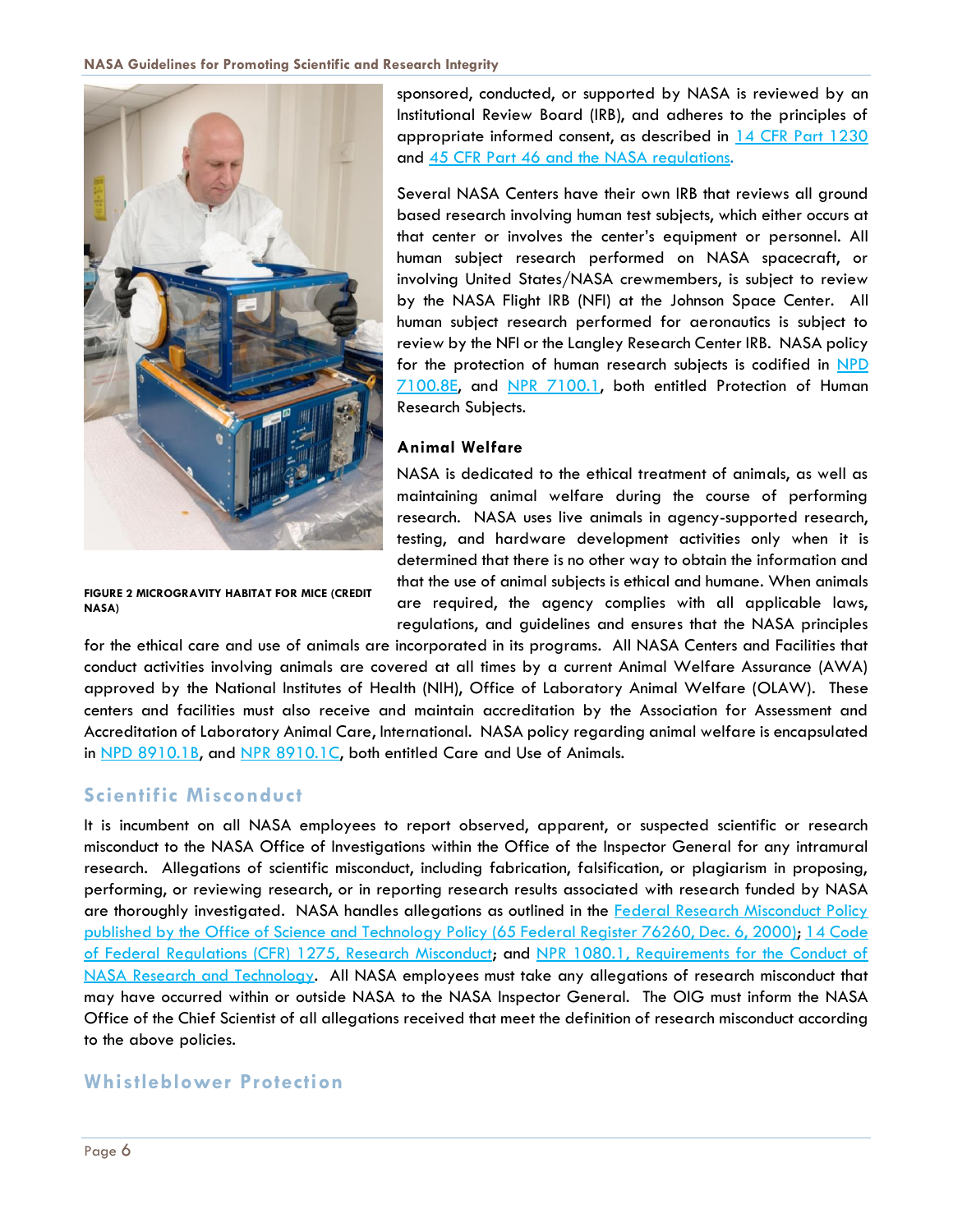sponsored, conducted, or supported by NASA is reviewed by an Institutional Review Board (IRB), and adheres to the principles of appropriate informed consent, as described in [14 CFR Part 1230](#) and [45 CFR Part 46 and the NASA regulations](#).

Several NASA Centers have their own IRB that reviews all ground based research involving human test subjects, which either occurs at that center or involves the center's equipment or personnel. All human subject research performed on NASA spacecraft, or involving United States/NASA crewmembers, is subject to review by the NASA Flight IRB (NFI) at the Johnson Space Center. All human subject research performed for aeronautics is subject to review by the NFI or the Langley Research Center IRB. NASA policy for the protection of human research subjects is codified in [NPD 7100.8E](#), and [NPR 7100.1](#), both entitled Protection of Human Research Subjects.

FIGURE 2 MICROGRAVITY HABITAT FOR MICE (CREDIT NASA)

### Animal Welfare

NASA is dedicated to the ethical treatment of animals, as well as maintaining animal welfare during the course of performing research. NASA uses live animals in agency-supported research, testing, and hardware development activities only when it is determined that there is no other way to obtain the information and that the use of animal subjects is ethical and humane. When animals are required, the agency complies with all applicable laws, regulations, and guidelines and ensures that the NASA principles for the ethical care and use of animals are incorporated in its programs. All NASA Centers and Facilities that conduct activities involving animals are covered at all times by a current Animal Welfare Assurance (AWA) approved by the National Institutes of Health (NIH), Office of Laboratory Animal Welfare (OLAW). These centers and facilities must also receive and maintain accreditation by the Association for Assessment and Accreditation of Laboratory Animal Care, International. NASA policy regarding animal welfare is encapsulated in [NPD 8910.1B](#), and [NPR 8910.1C](#), both entitled Care and Use of Animals.

## Scientific Misconduct

It is incumbent on all NASA employees to report observed, apparent, or suspected scientific or research misconduct to the NASA Office of Investigations within the Office of the Inspector General for any intramural research. Allegations of scientific misconduct, including fabrication, falsification, or plagiarism in proposing, performing, or reviewing research, or in reporting research results associated with research funded by NASA are thoroughly investigated. NASA handles allegations as outlined in the [Federal Research Misconduct Policy published by the Office of Science and Technology Policy (65 Federal Register 76260, Dec. 6, 2000)](#); [14 Code of Federal Regulations (CFR) 1275, Research Misconduct](#); and [NPR 1080.1, Requirements for the Conduct of NASA Research and Technology](#). All NASA employees must take any allegations of research misconduct that may have occurred within or outside NASA to the NASA Inspector General. The OIG must inform the NASA Office of the Chief Scientist of all allegations received that meet the definition of research misconduct according to the above policies.

## Whistleblower Protection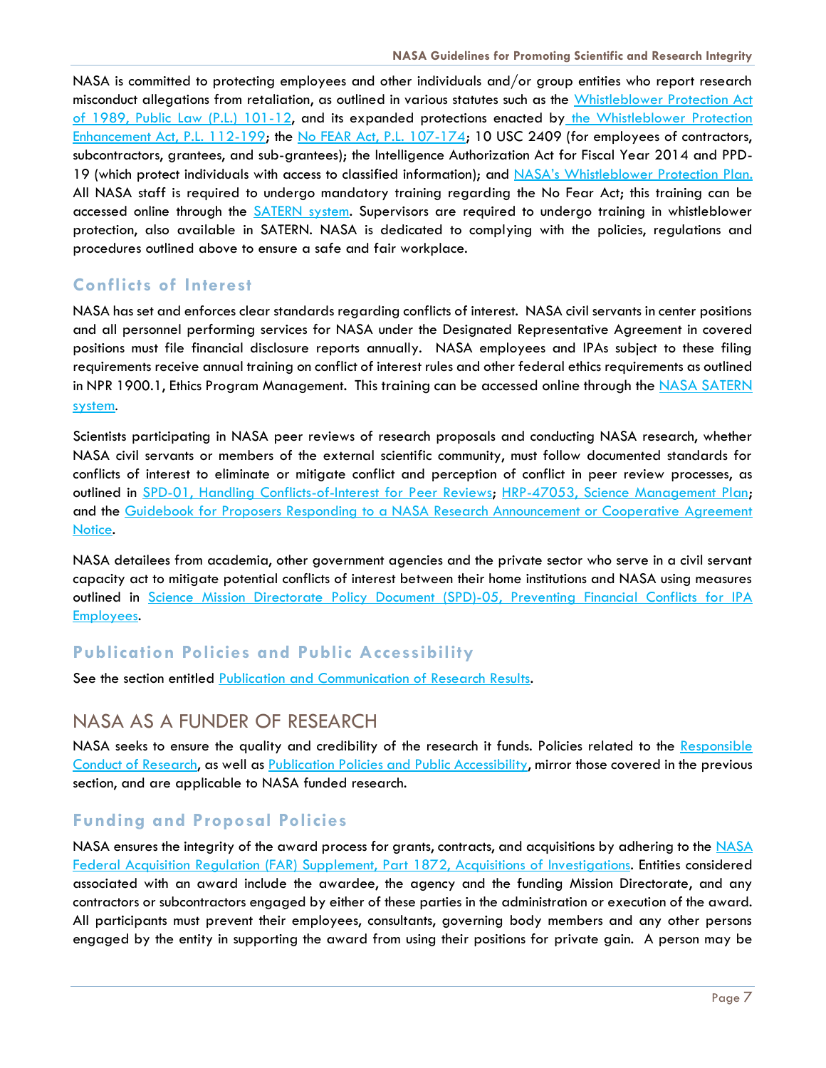NASA is committed to protecting employees and other individuals and/or group entities who report research misconduct allegations from retaliation, as outlined in various statutes such as the Whistleblower Protection Act of 1989, Public Law (P.L.) 101-12, and its expanded protections enacted by the Whistleblower Protection Enhancement Act, P.L. 112-199; the No FEAR Act, P.L. 107-174; 10 USC 2409 (for employees of contractors, subcontractors, grantees, and sub-grantees); the Intelligence Authorization Act for Fiscal Year 2014 and PPD-19 (which protect individuals with access to classified information); and NASA's Whistleblower Protection Plan. All NASA staff is required to undergo mandatory training regarding the No Fear Act; this training can be accessed online through the SATERN system. Supervisors are required to undergo training in whistleblower protection, also available in SATERN. NASA is dedicated to complying with the policies, regulations and procedures outlined above to ensure a safe and fair workplace.

### Conflicts of Interest

NASA has set and enforces clear standards regarding conflicts of interest. NASA civil servants in center positions and all personnel performing services for NASA under the Designated Representative Agreement in covered positions must file financial disclosure reports annually. NASA employees and IPAs subject to these filing requirements receive annual training on conflict of interest rules and other federal ethics requirements as outlined in NPR 1900.1, Ethics Program Management. This training can be accessed online through the NASA SATERN system.

Scientists participating in NASA peer reviews of research proposals and conducting NASA research, whether NASA civil servants or members of the external scientific community, must follow documented standards for conflicts of interest to eliminate or mitigate conflict and perception of conflict in peer review processes, as outlined in SPD-01, Handling Conflicts-of-Interest for Peer Reviews; HRP-47053, Science Management Plan; and the Guidebook for Proposers Responding to a NASA Research Announcement or Cooperative Agreement Notice.

NASA detailees from academia, other government agencies and the private sector who serve in a civil servant capacity act to mitigate potential conflicts of interest between their home institutions and NASA using measures outlined in Science Mission Directorate Policy Document (SPD)-05, Preventing Financial Conflicts for IPA Employees.

### Publication Policies and Public Accessibility

See the section entitled Publication and Communication of Research Results.

## NASA AS A FUNDER OF RESEARCH

NASA seeks to ensure the quality and credibility of the research it funds. Policies related to the Responsible Conduct of Research, as well as Publication Policies and Public Accessibility, mirror those covered in the previous section, and are applicable to NASA funded research.

### Funding and Proposal Policies

NASA ensures the integrity of the award process for grants, contracts, and acquisitions by adhering to the NASA Federal Acquisition Regulation (FAR) Supplement, Part 1872, Acquisitions of Investigations. Entities considered associated with an award include the awardee, the agency and the funding Mission Directorate, and any contractors or subcontractors engaged by either of these parties in the administration or execution of the award. All participants must prevent their employees, consultants, governing body members and any other persons engaged by the entity in supporting the award from using their positions for private gain. A person may be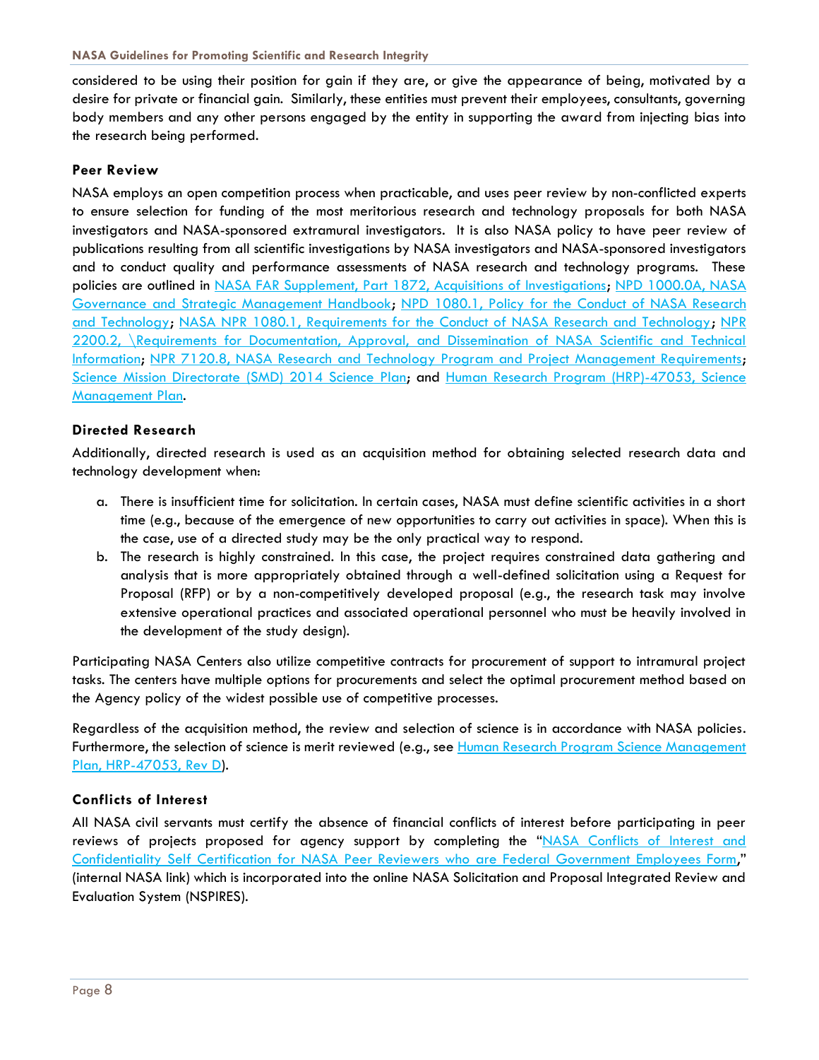considered to be using their position for gain if they are, or give the appearance of being, motivated by a desire for private or financial gain. Similarly, these entities must prevent their employees, consultants, governing body members and any other persons engaged by the entity in supporting the award from injecting bias into the research being performed.

### Peer Review

NASA employs an open competition process when practicable, and uses peer review by non-conflicted experts to ensure selection for funding of the most meritorious research and technology proposals for both NASA investigators and NASA-sponsored extramural investigators. It is also NASA policy to have peer review of publications resulting from all scientific investigations by NASA investigators and NASA-sponsored investigators and to conduct quality and performance assessments of NASA research and technology programs. These policies are outlined in NASA FAR Supplement, Part 1872, Acquisitions of Investigations; NPD 1000.0A, NASA Governance and Strategic Management Handbook; NPD 1080.1, Policy for the Conduct of NASA Research and Technology; NASA NPR 1080.1, Requirements for the Conduct of NASA Research and Technology; NPR 2200.2, \Requirements for Documentation, Approval, and Dissemination of NASA Scientific and Technical Information; NPR 7120.8, NASA Research and Technology Program and Project Management Requirements; Science Mission Directorate (SMD) 2014 Science Plan; and Human Research Program (HRP)-47053, Science Management Plan.

### Directed Research

Additionally, directed research is used as an acquisition method for obtaining selected research data and technology development when:

a. There is insufficient time for solicitation. In certain cases, NASA must define scientific activities in a short time (e.g., because of the emergence of new opportunities to carry out activities in space). When this is the case, use of a directed study may be the only practical way to respond.
b. The research is highly constrained. In this case, the project requires constrained data gathering and analysis that is more appropriately obtained through a well-defined solicitation using a Request for Proposal (RFP) or by a non-competitively developed proposal (e.g., the research task may involve extensive operational practices and associated operational personnel who must be heavily involved in the development of the study design).

Participating NASA Centers also utilize competitive contracts for procurement of support to intramural project tasks. The centers have multiple options for procurements and select the optimal procurement method based on the Agency policy of the widest possible use of competitive processes.

Regardless of the acquisition method, the review and selection of science is in accordance with NASA policies. Furthermore, the selection of science is merit reviewed (e.g., see Human Research Program Science Management Plan, HRP-47053, Rev D).

### Conflicts of Interest

All NASA civil servants must certify the absence of financial conflicts of interest before participating in peer reviews of projects proposed for agency support by completing the "NASA Conflicts of Interest and Confidentiality Self Certification for NASA Peer Reviewers who are Federal Government Employees Form," (internal NASA link) which is incorporated into the online NASA Solicitation and Proposal Integrated Review and Evaluation System (NSPIRES).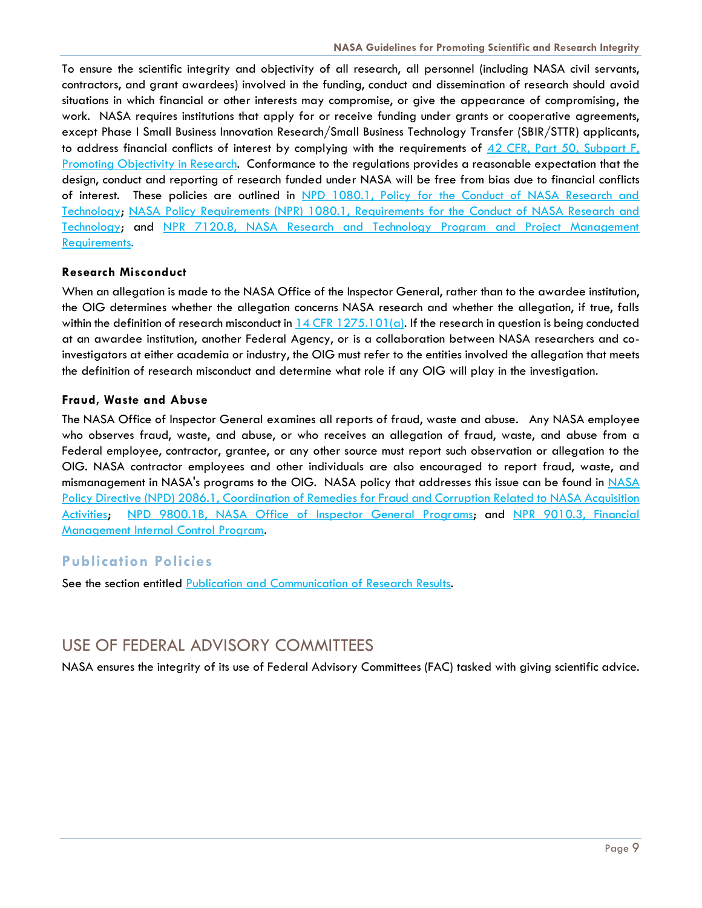To ensure the scientific integrity and objectivity of all research, all personnel (including NASA civil servants, contractors, and grant awardees) involved in the funding, conduct and dissemination of research should avoid situations in which financial or other interests may compromise, or give the appearance of compromising, the work. NASA requires institutions that apply for or receive funding under grants or cooperative agreements, except Phase I Small Business Innovation Research/Small Business Technology Transfer (SBIR/STTR) applicants, to address financial conflicts of interest by complying with the requirements of [42 CFR, Part 50, Subpart F, Promoting Objectivity in Research](). Conformance to the regulations provides a reasonable expectation that the design, conduct and reporting of research funded under NASA will be free from bias due to financial conflicts of interest. These policies are outlined in [NPD 1080.1, Policy for the Conduct of NASA Research and Technology](); [NASA Policy Requirements (NPR) 1080.1, Requirements for the Conduct of NASA Research and Technology](); and [NPR 7120.8, NASA Research and Technology Program and Project Management Requirements]().

#### Research Misconduct

When an allegation is made to the NASA Office of the Inspector General, rather than to the awardee institution, the OIG determines whether the allegation concerns NASA research and whether the allegation, if true, falls within the definition of research misconduct in [14 CFR 1275.101(a)](). If the research in question is being conducted at an awardee institution, another Federal Agency, or is a collaboration between NASA researchers and co-investigators at either academia or industry, the OIG must refer to the entities involved the allegation that meets the definition of research misconduct and determine what role if any OIG will play in the investigation.

#### Fraud, Waste and Abuse

The NASA Office of Inspector General examines all reports of fraud, waste and abuse. Any NASA employee who observes fraud, waste, and abuse, or who receives an allegation of fraud, waste, and abuse from a Federal employee, contractor, grantee, or any other source must report such observation or allegation to the OIG. NASA contractor employees and other individuals are also encouraged to report fraud, waste, and mismanagement in NASA's programs to the OIG. NASA policy that addresses this issue can be found in [NASA Policy Directive (NPD) 2086.1, Coordination of Remedies for Fraud and Corruption Related to NASA Acquisition Activities](); [NPD 9800.1B, NASA Office of Inspector General Programs](); and [NPR 9010.3, Financial Management Internal Control Program]().

### Publication Policies

See the section entitled [Publication and Communication of Research Results]().

## USE OF FEDERAL ADVISORY COMMITTEES

NASA ensures the integrity of its use of Federal Advisory Committees (FAC) tasked with giving scientific advice.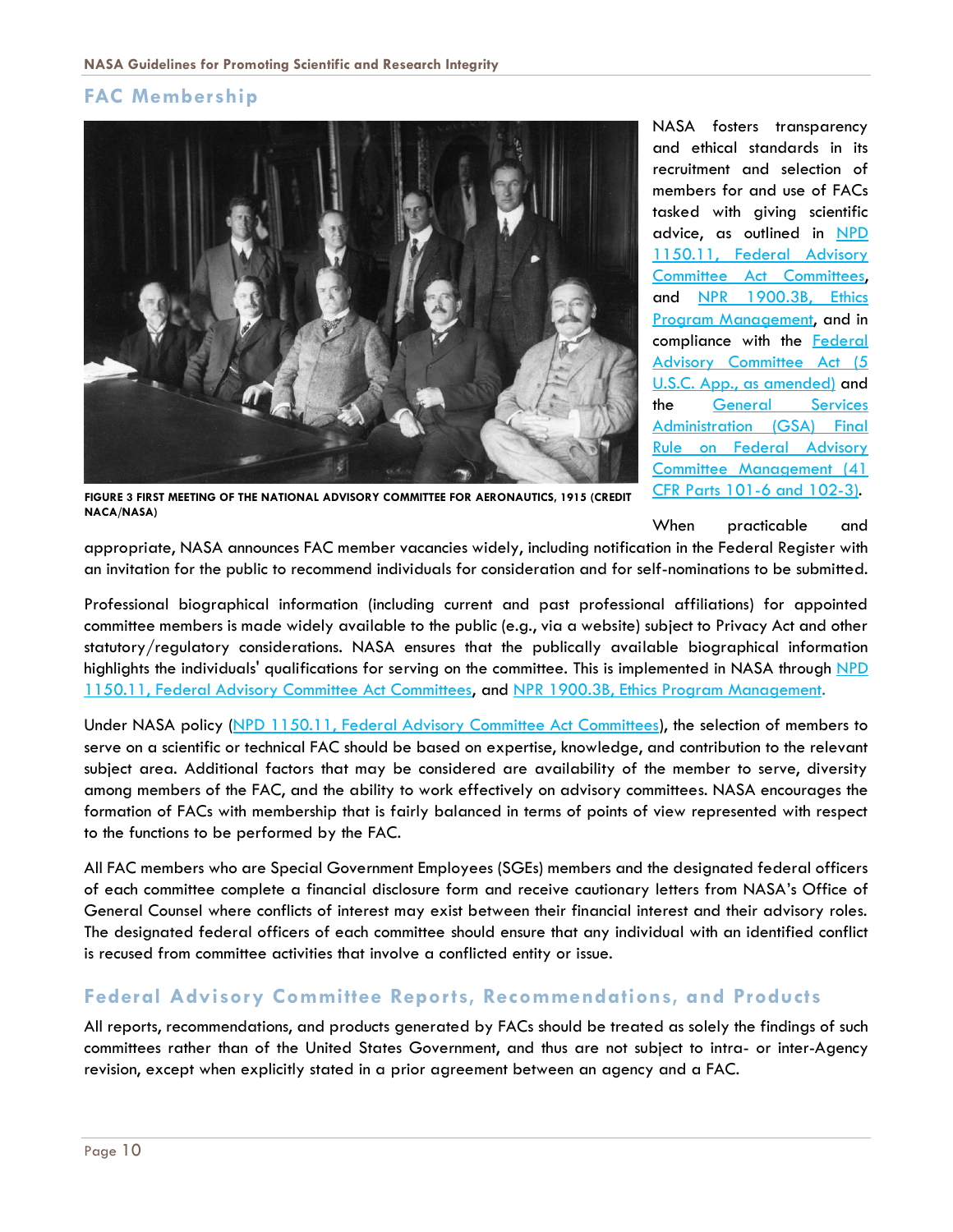## FAC Membership

FIGURE 3 FIRST MEETING OF THE NATIONAL ADVISORY COMMITTEE FOR AERONAUTICS, 1915 (CREDIT NACA/NASA)

NASA fosters transparency and ethical standards in its recruitment and selection of members for and use of FACs tasked with giving scientific advice, as outlined in NPD 1150.11, Federal Advisory Committee Act Committees, and NPR 1900.3B, Ethics Program Management, and in compliance with the Federal Advisory Committee Act (5 U.S.C. App., as amended) and the General Services Administration (GSA) Final Rule on Federal Advisory Committee Management (41 CFR Parts 101-6 and 102-3).

When practicable and appropriate, NASA announces FAC member vacancies widely, including notification in the Federal Register with an invitation for the public to recommend individuals for consideration and for self-nominations to be submitted.

Professional biographical information (including current and past professional affiliations) for appointed committee members is made widely available to the public (e.g., via a website) subject to Privacy Act and other statutory/regulatory considerations. NASA ensures that the publically available biographical information highlights the individuals' qualifications for serving on the committee. This is implemented in NASA through NPD 1150.11, Federal Advisory Committee Act Committees, and NPR 1900.3B, Ethics Program Management.

Under NASA policy (NPD 1150.11, Federal Advisory Committee Act Committees), the selection of members to serve on a scientific or technical FAC should be based on expertise, knowledge, and contribution to the relevant subject area. Additional factors that may be considered are availability of the member to serve, diversity among members of the FAC, and the ability to work effectively on advisory committees. NASA encourages the formation of FACs with membership that is fairly balanced in terms of points of view represented with respect to the functions to be performed by the FAC.

All FAC members who are Special Government Employees (SGEs) members and the designated federal officers of each committee complete a financial disclosure form and receive cautionary letters from NASA's Office of General Counsel where conflicts of interest may exist between their financial interest and their advisory roles. The designated federal officers of each committee should ensure that any individual with an identified conflict is recused from committee activities that involve a conflicted entity or issue.

## Federal Advisory Committee Reports, Recommendations, and Products

All reports, recommendations, and products generated by FACs should be treated as solely the findings of such committees rather than of the United States Government, and thus are not subject to intra- or inter-Agency revision, except when explicitly stated in a prior agreement between an agency and a FAC.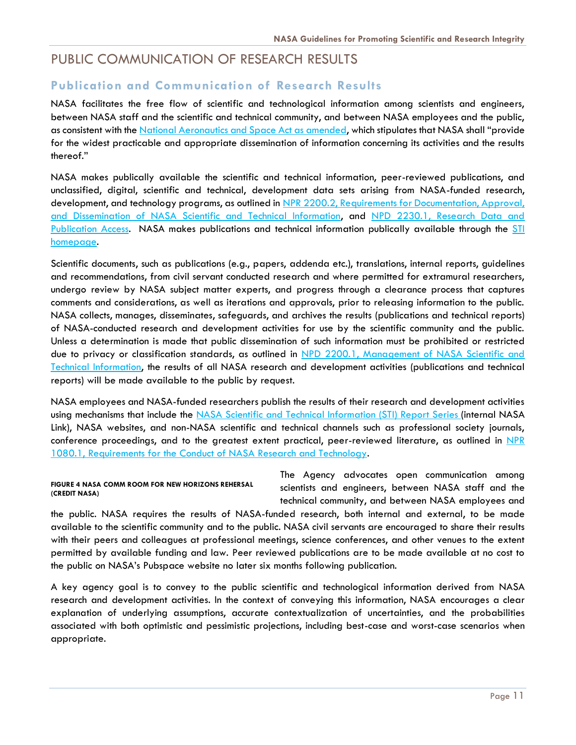# PUBLIC COMMUNICATION OF RESEARCH RESULTS

## Publication and Communication of Research Results

NASA facilitates the free flow of scientific and technological information among scientists and engineers, between NASA staff and the scientific and technical community, and between NASA employees and the public, as consistent with the [National Aeronautics and Space Act as amended](), which stipulates that NASA shall "provide for the widest practicable and appropriate dissemination of information concerning its activities and the results thereof."

NASA makes publically available the scientific and technical information, peer-reviewed publications, and unclassified, digital, scientific and technical, development data sets arising from NASA-funded research, development, and technology programs, as outlined in [NPR 2200.2, Requirements for Documentation, Approval, and Dissemination of NASA Scientific and Technical Information](), and [NPD 2230.1, Research Data and Publication Access](). NASA makes publications and technical information publically available through the [STI homepage]().

Scientific documents, such as publications (e.g., papers, addenda etc.), translations, internal reports, guidelines and recommendations, from civil servant conducted research and where permitted for extramural researchers, undergo review by NASA subject matter experts, and progress through a clearance process that captures comments and considerations, as well as iterations and approvals, prior to releasing information to the public. NASA collects, manages, disseminates, safeguards, and archives the results (publications and technical reports) of NASA-conducted research and development activities for use by the scientific community and the public. Unless a determination is made that public dissemination of such information must be prohibited or restricted due to privacy or classification standards, as outlined in [NPD 2200.1, Management of NASA Scientific and Technical Information](), the results of all NASA research and development activities (publications and technical reports) will be made available to the public by request.

NASA employees and NASA-funded researchers publish the results of their research and development activities using mechanisms that include the [NASA Scientific and Technical Information (STI) Report Series ]()(internal NASA Link), NASA websites, and non-NASA scientific and technical channels such as professional society journals, conference proceedings, and to the greatest extent practical, peer-reviewed literature, as outlined in [NPR 1080.1, Requirements for the Conduct of NASA Research and Technology]().

**FIGURE 4 NASA COMM ROOM FOR NEW HORIZONS REHERSAL (CREDIT NASA)**

The Agency advocates open communication among scientists and engineers, between NASA staff and the technical community, and between NASA employees and the public. NASA requires the results of NASA-funded research, both internal and external, to be made available to the scientific community and to the public. NASA civil servants are encouraged to share their results with their peers and colleagues at professional meetings, science conferences, and other venues to the extent permitted by available funding and law. Peer reviewed publications are to be made available at no cost to the public on NASA's Pubspace website no later six months following publication.

A key agency goal is to convey to the public scientific and technological information derived from NASA research and development activities. In the context of conveying this information, NASA encourages a clear explanation of underlying assumptions, accurate contextualization of uncertainties, and the probabilities associated with both optimistic and pessimistic projections, including best-case and worst-case scenarios when appropriate.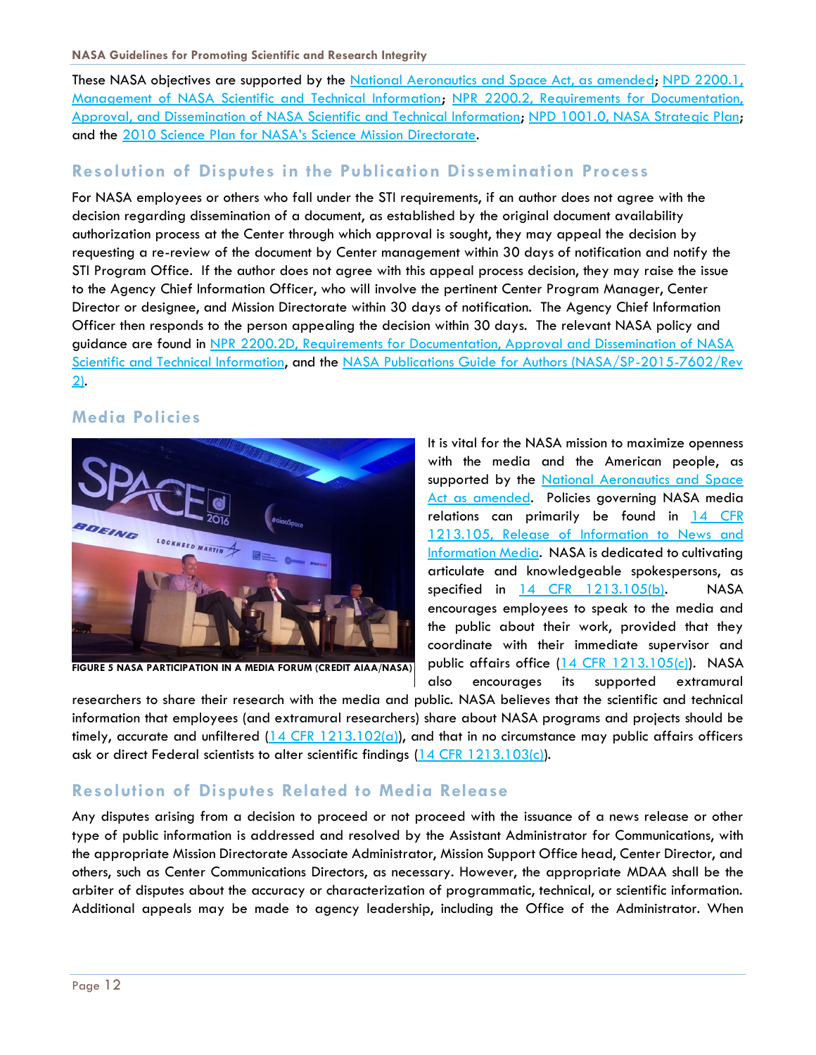These NASA objectives are supported by the National Aeronautics and Space Act, as amended; NPD 2200.1, Management of NASA Scientific and Technical Information; NPR 2200.2, Requirements for Documentation, Approval, and Dissemination of NASA Scientific and Technical Information; NPD 1001.0, NASA Strategic Plan; and the 2010 Science Plan for NASA's Science Mission Directorate.

## Resolution of Disputes in the Publication Dissemination Process

For NASA employees or others who fall under the STI requirements, if an author does not agree with the decision regarding dissemination of a document, as established by the original document availability authorization process at the Center through which approval is sought, they may appeal the decision by requesting a re-review of the document by Center management within 30 days of notification and notify the STI Program Office. If the author does not agree with this appeal process decision, they may raise the issue to the Agency Chief Information Officer, who will involve the pertinent Center Program Manager, Center Director or designee, and Mission Directorate within 30 days of notification. The Agency Chief Information Officer then responds to the person appealing the decision within 30 days. The relevant NASA policy and guidance are found in NPR 2200.2D, Requirements for Documentation, Approval and Dissemination of NASA Scientific and Technical Information, and the NASA Publications Guide for Authors (NASA/SP-2015-7602/Rev 2).

## Media Policies

FIGURE 5 NASA PARTICIPATION IN A MEDIA FORUM (CREDIT AIAA/NASA)

It is vital for the NASA mission to maximize openness with the media and the American people, as supported by the National Aeronautics and Space Act as amended. Policies governing NASA media relations can primarily be found in 14 CFR 1213.105, Release of Information to News and Information Media. NASA is dedicated to cultivating articulate and knowledgeable spokespersons, as specified in 14 CFR 1213.105(b). NASA encourages employees to speak to the media and the public about their work, provided that they coordinate with their immediate supervisor and public affairs office (14 CFR 1213.105(c)). NASA also encourages its supported extramural researchers to share their research with the media and public. NASA believes that the scientific and technical information that employees (and extramural researchers) share about NASA programs and projects should be timely, accurate and unfiltered (14 CFR 1213.102(a)), and that in no circumstance may public affairs officers ask or direct Federal scientists to alter scientific findings (14 CFR 1213.103(c)).

## Resolution of Disputes Related to Media Release

Any disputes arising from a decision to proceed or not proceed with the issuance of a news release or other type of public information is addressed and resolved by the Assistant Administrator for Communications, with the appropriate Mission Directorate Associate Administrator, Mission Support Office head, Center Director, and others, such as Center Communications Directors, as necessary. However, the appropriate MDAA shall be the arbiter of disputes about the accuracy or characterization of programmatic, technical, or scientific information. Additional appeals may be made to agency leadership, including the Office of the Administrator. When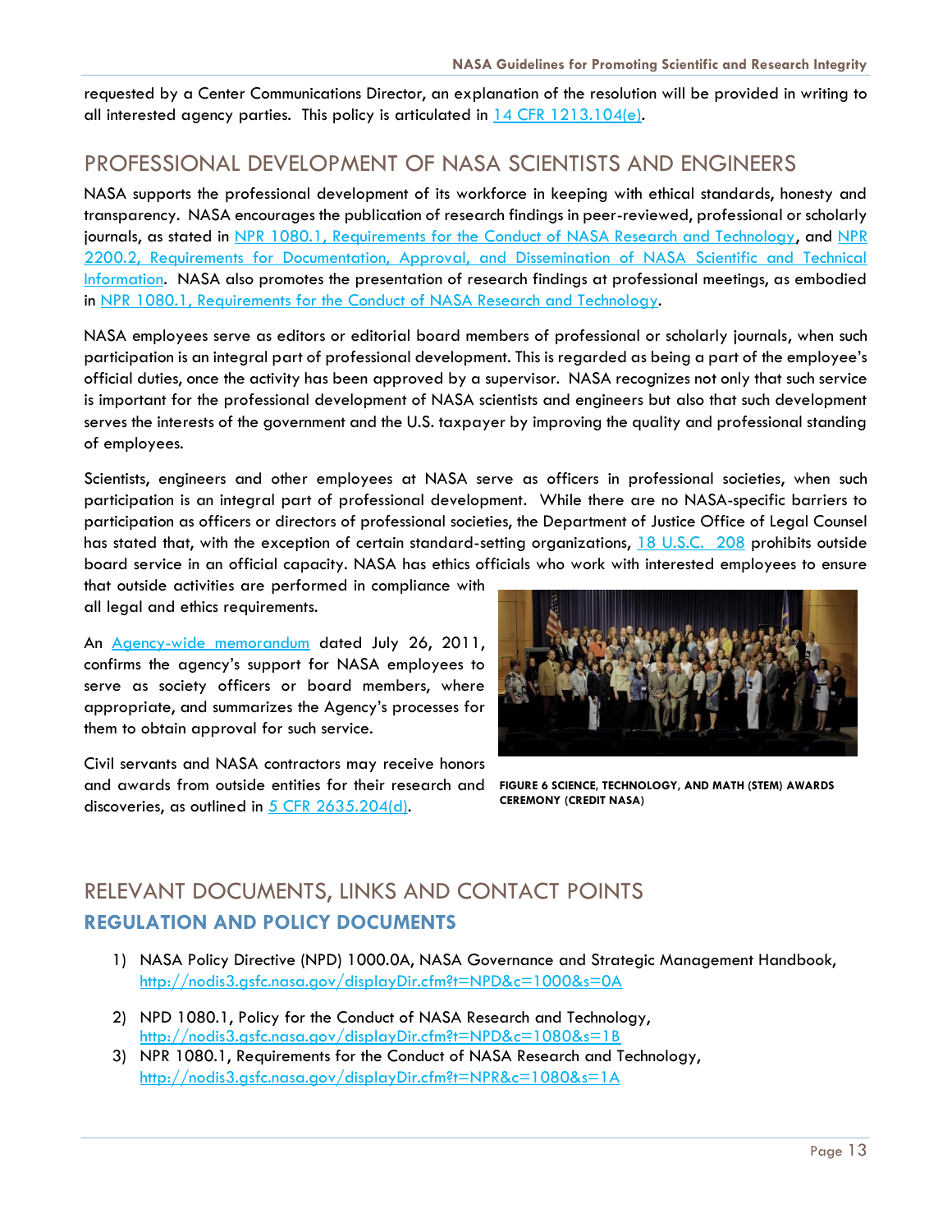requested by a Center Communications Director, an explanation of the resolution will be provided in writing to all interested agency parties. This policy is articulated in 14 CFR 1213.104(e).

## PROFESSIONAL DEVELOPMENT OF NASA SCIENTISTS AND ENGINEERS

NASA supports the professional development of its workforce in keeping with ethical standards, honesty and transparency. NASA encourages the publication of research findings in peer-reviewed, professional or scholarly journals, as stated in NPR 1080.1, Requirements for the Conduct of NASA Research and Technology, and NPR 2200.2, Requirements for Documentation, Approval, and Dissemination of NASA Scientific and Technical Information. NASA also promotes the presentation of research findings at professional meetings, as embodied in NPR 1080.1, Requirements for the Conduct of NASA Research and Technology.

NASA employees serve as editors or editorial board members of professional or scholarly journals, when such participation is an integral part of professional development. This is regarded as being a part of the employee's official duties, once the activity has been approved by a supervisor. NASA recognizes not only that such service is important for the professional development of NASA scientists and engineers but also that such development serves the interests of the government and the U.S. taxpayer by improving the quality and professional standing of employees.

Scientists, engineers and other employees at NASA serve as officers in professional societies, when such participation is an integral part of professional development. While there are no NASA-specific barriers to participation as officers or directors of professional societies, the Department of Justice Office of Legal Counsel has stated that, with the exception of certain standard-setting organizations, 18 U.S.C. 208 prohibits outside board service in an official capacity. NASA has ethics officials who work with interested employees to ensure that outside activities are performed in compliance with all legal and ethics requirements.

An Agency-wide memorandum dated July 26, 2011, confirms the agency's support for NASA employees to serve as society officers or board members, where appropriate, and summarizes the Agency's processes for them to obtain approval for such service.

Civil servants and NASA contractors may receive honors and awards from outside entities for their research and discoveries, as outlined in 5 CFR 2635.204(d).

**FIGURE 6 SCIENCE, TECHNOLOGY, AND MATH (STEM) AWARDS CEREMONY (CREDIT NASA)**

## RELEVANT DOCUMENTS, LINKS AND CONTACT POINTS

### REGULATION AND POLICY DOCUMENTS

1) NASA Policy Directive (NPD) 1000.0A, NASA Governance and Strategic Management Handbook, http://nodis3.gsfc.nasa.gov/displayDir.cfm?t=NPD&c=1000&s=0A
2) NPD 1080.1, Policy for the Conduct of NASA Research and Technology, http://nodis3.gsfc.nasa.gov/displayDir.cfm?t=NPD&c=1080&s=1B
3) NPR 1080.1, Requirements for the Conduct of NASA Research and Technology, http://nodis3.gsfc.nasa.gov/displayDir.cfm?t=NPR&c=1080&s=1A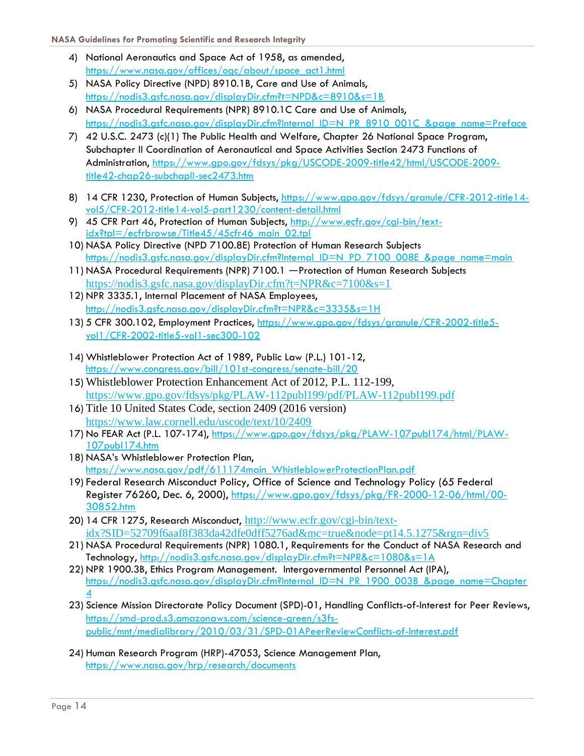4) National Aeronautics and Space Act of 1958, as amended, https://www.nasa.gov/offices/ogc/about/space_act1.html
5) NASA Policy Directive (NPD) 8910.1B, Care and Use of Animals, https://nodis3.gsfc.nasa.gov/displayDir.cfm?t=NPD&c=8910&s=1B
6) NASA Procedural Requirements (NPR) 8910.1C Care and Use of Animals, https://nodis3.gsfc.nasa.gov/displayDir.cfm?Internal_ID=N_PR_8910_001C_&page_name=Preface
7) 42 U.S.C. 2473 (c)(1) The Public Health and Welfare, Chapter 26 National Space Program, Subchapter II Coordination of Aeronautical and Space Activities Section 2473 Functions of Administration, https://www.gpo.gov/fdsys/pkg/USCODE-2009-title42/html/USCODE-2009-title42-chap26-subchapII-sec2473.htm
8) 14 CFR 1230, Protection of Human Subjects, https://www.gpo.gov/fdsys/granule/CFR-2012-title14-vol5/CFR-2012-title14-vol5-part1230/content-detail.html
9) 45 CFR Part 46, Protection of Human Subjects, http://www.ecfr.gov/cgi-bin/text-idx?tpl=/ecfrbrowse/Title45/45cfr46_main_02.tpl
10) NASA Policy Directive (NPD 7100.8E) Protection of Human Research Subjects https://nodis3.gsfc.nasa.gov/displayDir.cfm?Internal_ID=N_PD_7100_008E_&page_name=main
11) NASA Procedural Requirements (NPR) 7100.1 —Protection of Human Research Subjects https://nodis3.gsfc.nasa.gov/displayDir.cfm?t=NPR&c=7100&s=1
12) NPR 3335.1, Internal Placement of NASA Employees, http://nodis3.gsfc.nasa.gov/displayDir.cfm?t=NPR&c=3335&s=1H
13) 5 CFR 300.102, Employment Practices, https://www.gpo.gov/fdsys/granule/CFR-2002-title5-vol1/CFR-2002-title5-vol1-sec300-102
14) Whistleblower Protection Act of 1989, Public Law (P.L.) 101-12, https://www.congress.gov/bill/101st-congress/senate-bill/20
15) Whistleblower Protection Enhancement Act of 2012, P.L. 112-199, https://www.gpo.gov/fdsys/pkg/PLAW-112publ199/pdf/PLAW-112publ199.pdf
16) Title 10 United States Code, section 2409 (2016 version) https://www.law.cornell.edu/uscode/text/10/2409
17) No FEAR Act (P.L. 107-174), https://www.gpo.gov/fdsys/pkg/PLAW-107publ174/html/PLAW-107publ174.htm
18) NASA's Whistleblower Protection Plan, https://www.nasa.gov/pdf/611174main_WhistleblowerProtectionPlan.pdf
19) Federal Research Misconduct Policy, Office of Science and Technology Policy (65 Federal Register 76260, Dec. 6, 2000), https://www.gpo.gov/fdsys/pkg/FR-2000-12-06/html/00-30852.htm
20) 14 CFR 1275, Research Misconduct, http://www.ecfr.gov/cgi-bin/text-idx?SID=52709f6aaf8f383da42dfe0dff5276ad&mc=true&node=pt14.5.1275&rgn=div5
21) NASA Procedural Requirements (NPR) 1080.1, Requirements for the Conduct of NASA Research and Technology, http://nodis3.gsfc.nasa.gov/displayDir.cfm?t=NPR&c=1080&s=1A
22) NPR 1900.3B, Ethics Program Management. Intergovernmental Personnel Act (IPA), https://nodis3.gsfc.nasa.gov/displayDir.cfm?Internal_ID=N_PR_1900_003B_&page_name=Chapter4
23) Science Mission Directorate Policy Document (SPD)-01, Handling Conflicts-of-Interest for Peer Reviews, https://smd-prod.s3.amazonaws.com/science-green/s3fs-public/mnt/medialibrary/2010/03/31/SPD-01APeerReviewConflicts-of-Interest.pdf
24) Human Research Program (HRP)-47053, Science Management Plan, https://www.nasa.gov/hrp/research/documents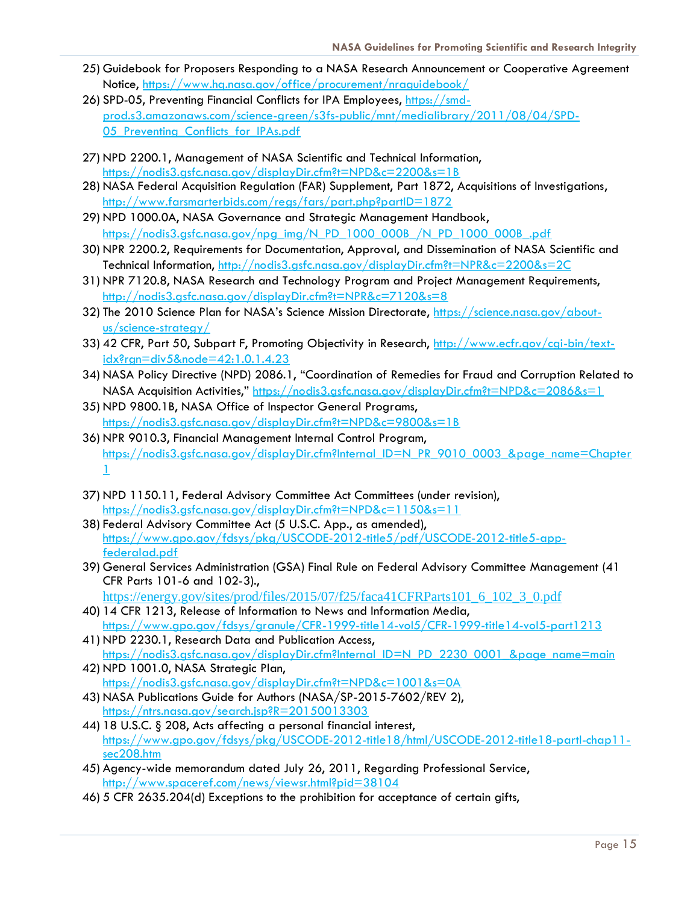25) Guidebook for Proposers Responding to a NASA Research Announcement or Cooperative Agreement Notice, https://www.hq.nasa.gov/office/procurement/nraguidebook/
26) SPD-05, Preventing Financial Conflicts for IPA Employees, https://smd-prod.s3.amazonaws.com/science-green/s3fs-public/mnt/medialibrary/2011/08/04/SPD-05_Preventing_Conflicts_for_IPAs.pdf
27) NPD 2200.1, Management of NASA Scientific and Technical Information, https://nodis3.gsfc.nasa.gov/displayDir.cfm?t=NPD&c=2200&s=1B
28) NASA Federal Acquisition Regulation (FAR) Supplement, Part 1872, Acquisitions of Investigations, http://www.farsmarterbids.com/regs/fars/part.php?partID=1872
29) NPD 1000.0A, NASA Governance and Strategic Management Handbook, https://nodis3.gsfc.nasa.gov/npg_img/N_PD_1000_000B_/N_PD_1000_000B_.pdf
30) NPR 2200.2, Requirements for Documentation, Approval, and Dissemination of NASA Scientific and Technical Information, http://nodis3.gsfc.nasa.gov/displayDir.cfm?t=NPR&c=2200&s=2C
31) NPR 7120.8, NASA Research and Technology Program and Project Management Requirements, http://nodis3.gsfc.nasa.gov/displayDir.cfm?t=NPR&c=7120&s=8
32) The 2010 Science Plan for NASA's Science Mission Directorate, https://science.nasa.gov/about-us/science-strategy/
33) 42 CFR, Part 50, Subpart F, Promoting Objectivity in Research, http://www.ecfr.gov/cgi-bin/text-idx?rgn=div5&node=42:1.0.1.4.23
34) NASA Policy Directive (NPD) 2086.1, "Coordination of Remedies for Fraud and Corruption Related to NASA Acquisition Activities," https://nodis3.gsfc.nasa.gov/displayDir.cfm?t=NPD&c=2086&s=1
35) NPD 9800.1B, NASA Office of Inspector General Programs, https://nodis3.gsfc.nasa.gov/displayDir.cfm?t=NPD&c=9800&s=1B
36) NPR 9010.3, Financial Management Internal Control Program, https://nodis3.gsfc.nasa.gov/displayDir.cfm?Internal_ID=N_PR_9010_0003_&page_name=Chapter1
37) NPD 1150.11, Federal Advisory Committee Act Committees (under revision), https://nodis3.gsfc.nasa.gov/displayDir.cfm?t=NPD&c=1150&s=11
38) Federal Advisory Committee Act (5 U.S.C. App., as amended), https://www.gpo.gov/fdsys/pkg/USCODE-2012-title5/pdf/USCODE-2012-title5-app-federalad.pdf
39) General Services Administration (GSA) Final Rule on Federal Advisory Committee Management (41 CFR Parts 101-6 and 102-3)., https://energy.gov/sites/prod/files/2015/07/f25/faca41CFRParts101_6_102_3_0.pdf
40) 14 CFR 1213, Release of Information to News and Information Media, https://www.gpo.gov/fdsys/granule/CFR-1999-title14-vol5/CFR-1999-title14-vol5-part1213
41) NPD 2230.1, Research Data and Publication Access, https://nodis3.gsfc.nasa.gov/displayDir.cfm?Internal_ID=N_PD_2230_0001_&page_name=main
42) NPD 1001.0, NASA Strategic Plan, https://nodis3.gsfc.nasa.gov/displayDir.cfm?t=NPD&c=1001&s=0A
43) NASA Publications Guide for Authors (NASA/SP-2015-7602/REV 2), https://ntrs.nasa.gov/search.jsp?R=20150013303
44) 18 U.S.C. § 208, Acts affecting a personal financial interest, https://www.gpo.gov/fdsys/pkg/USCODE-2012-title18/html/USCODE-2012-title18-partI-chap11-sec208.htm
45) Agency-wide memorandum dated July 26, 2011, Regarding Professional Service, http://www.spaceref.com/news/viewsr.html?pid=38104
46) 5 CFR 2635.204(d) Exceptions to the prohibition for acceptance of certain gifts,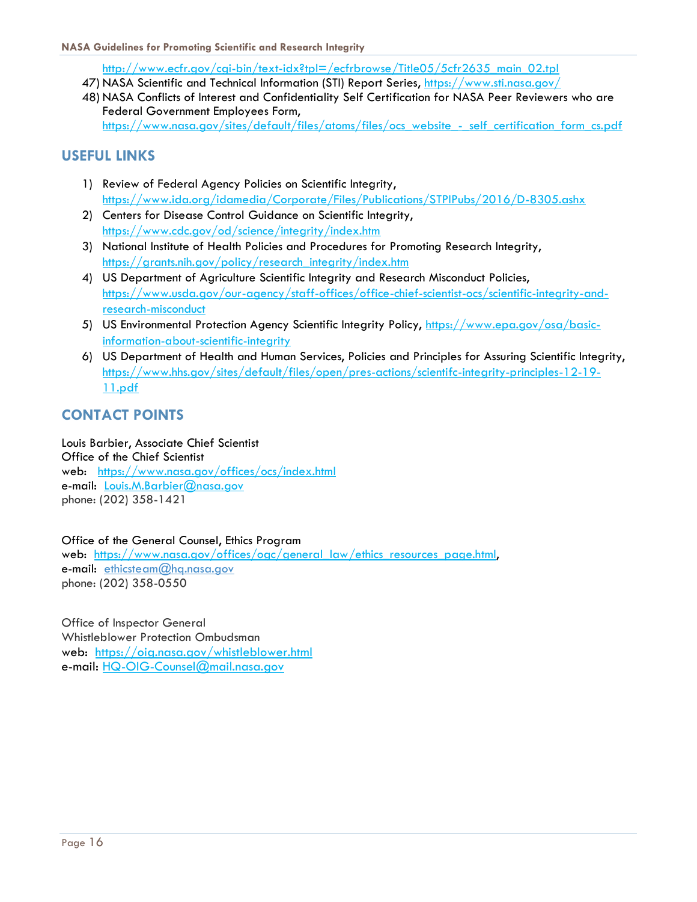http://www.ecfr.gov/cgi-bin/text-idx?tpl=/ecfrbrowse/Title05/5cfr2635_main_02.tpl

47) NASA Scientific and Technical Information (STI) Report Series, https://www.sti.nasa.gov/
48) NASA Conflicts of Interest and Confidentiality Self Certification for NASA Peer Reviewers who are Federal Government Employees Form, https://www.nasa.gov/sites/default/files/atoms/files/ocs_website_-_self_certification_form_cs.pdf

## USEFUL LINKS

1) Review of Federal Agency Policies on Scientific Integrity, https://www.ida.org/idamedia/Corporate/Files/Publications/STPIPubs/2016/D-8305.ashx
2) Centers for Disease Control Guidance on Scientific Integrity, https://www.cdc.gov/od/science/integrity/index.htm
3) National Institute of Health Policies and Procedures for Promoting Research Integrity, https://grants.nih.gov/policy/research_integrity/index.htm
4) US Department of Agriculture Scientific Integrity and Research Misconduct Policies, https://www.usda.gov/our-agency/staff-offices/office-chief-scientist-ocs/scientific-integrity-and-research-misconduct
5) US Environmental Protection Agency Scientific Integrity Policy, https://www.epa.gov/osa/basic-information-about-scientific-integrity
6) US Department of Health and Human Services, Policies and Principles for Assuring Scientific Integrity, https://www.hhs.gov/sites/default/files/open/pres-actions/scientifc-integrity-principles-12-19-11.pdf

## CONTACT POINTS

Louis Barbier, Associate Chief Scientist
Office of the Chief Scientist
web: https://www.nasa.gov/offices/ocs/index.html
e-mail: Louis.M.Barbier@nasa.gov
phone: (202) 358-1421

Office of the General Counsel, Ethics Program
web: https://www.nasa.gov/offices/ogc/general_law/ethics_resources_page.html,
e-mail: ethicsteam@hq.nasa.gov
phone: (202) 358-0550

Office of Inspector General
Whistleblower Protection Ombudsman
web: https://oig.nasa.gov/whistleblower.html
e-mail: HQ-OIG-Counsel@mail.nasa.gov